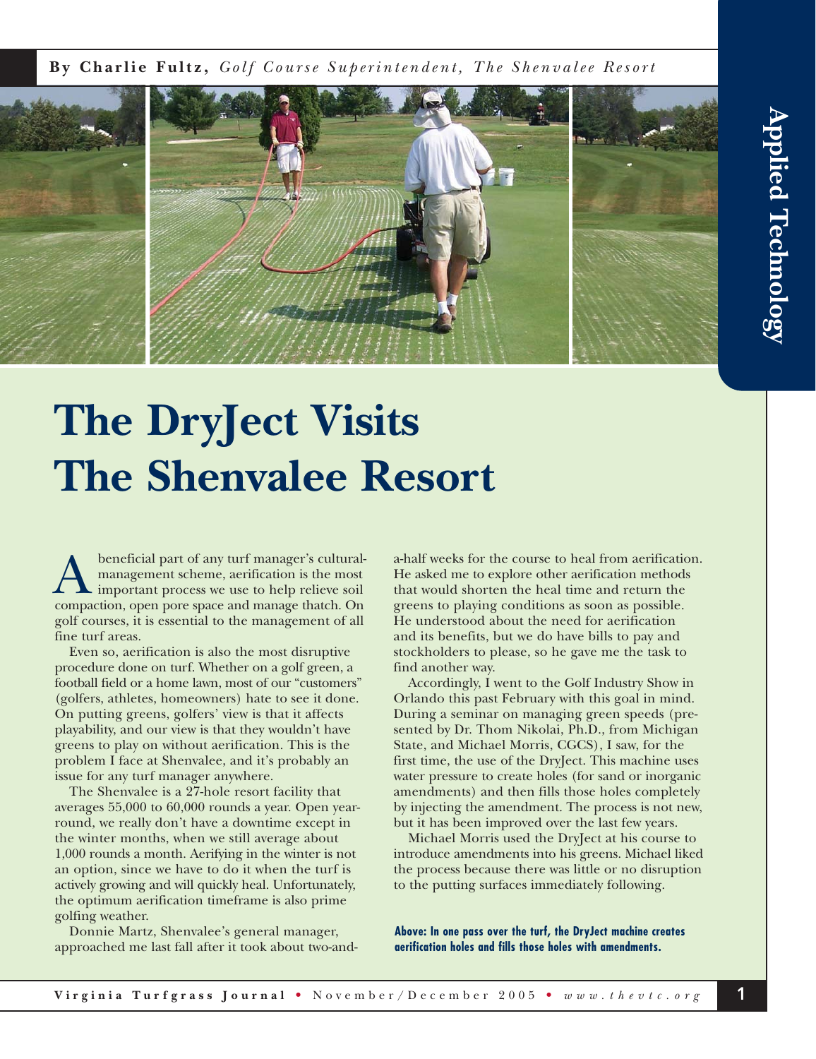By **Charlie Fultz,** *Golf Course Superintendent, The Shenvalee Resort*

Applied Technology

# The DryJect Visits The Shenvalee Resort

A beneficial part of any turf manager's cultural-management scheme, aerification is the most important process we use to help relieve soil compaction, open pore space and manage thatch. On golf courses, it is essential to the management of all fine turf areas.

Even so, aerification is also the most disruptive procedure done on turf. Whether on a golf green, a football field or a home lawn, most of our "customers" (golfers, athletes, homeowners) hate to see it done. On putting greens, golfers' view is that it affects playability, and our view is that they wouldn't have greens to play on without aerification. This is the problem I face at Shenvalee, and it's probably an issue for any turf manager anywhere.

The Shenvalee is a 27-hole resort facility that averages 55,000 to 60,000 rounds a year. Open year-round, we really don't have a downtime except in the winter months, when we still average about 1,000 rounds a month. Aerifying in the winter is not an option, since we have to do it when the turf is actively growing and will quickly heal. Unfortunately, the optimum aerification timeframe is also prime golfing weather.

Donnie Martz, Shenvalee's general manager, approached me last fall after it took about two-and-a-half weeks for the course to heal from aerification. He asked me to explore other aerification methods that would shorten the heal time and return the greens to playing conditions as soon as possible. He understood about the need for aerification and its benefits, but we do have bills to pay and stockholders to please, so he gave me the task to find another way.

Accordingly, I went to the Golf Industry Show in Orlando this past February with this goal in mind. During a seminar on managing green speeds (presented by Dr. Thom Nikolai, Ph.D., from Michigan State, and Michael Morris, CGCS), I saw, for the first time, the use of the DryJect. This machine uses water pressure to create holes (for sand or inorganic amendments) and then fills those holes completely by injecting the amendment. The process is not new, but it has been improved over the last few years.

Michael Morris used the DryJect at his course to introduce amendments into his greens. Michael liked the process because there was little or no disruption to the putting surfaces immediately following.

**Above: In one pass over the turf, the DryJect machine creates aerification holes and fills those holes with amendments.**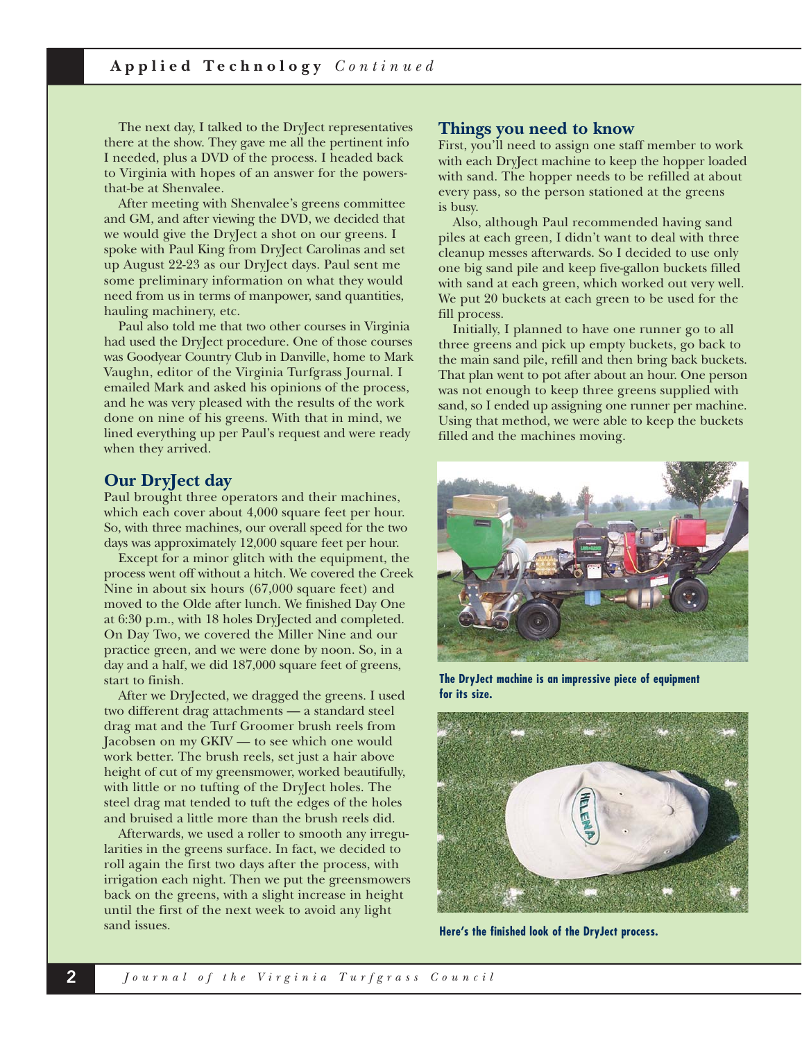The next day, I talked to the DryJect representatives there at the show. They gave me all the pertinent info I needed, plus a DVD of the process. I headed back to Virginia with hopes of an answer for the powers-that-be at Shenvalee.

After meeting with Shenvalee's greens committee and GM, and after viewing the DVD, we decided that we would give the DryJect a shot on our greens. I spoke with Paul King from DryJect Carolinas and set up August 22-23 as our DryJect days. Paul sent me some preliminary information on what they would need from us in terms of manpower, sand quantities, hauling machinery, etc.

Paul also told me that two other courses in Virginia had used the DryJect procedure. One of those courses was Goodyear Country Club in Danville, home to Mark Vaughn, editor of the Virginia Turfgrass Journal. I emailed Mark and asked his opinions of the process, and he was very pleased with the results of the work done on nine of his greens. With that in mind, we lined everything up per Paul's request and were ready when they arrived.

## Our DryJect day

Paul brought three operators and their machines, which each cover about 4,000 square feet per hour. So, with three machines, our overall speed for the two days was approximately 12,000 square feet per hour.

Except for a minor glitch with the equipment, the process went off without a hitch. We covered the Creek Nine in about six hours (67,000 square feet) and moved to the Olde after lunch. We finished Day One at 6:30 p.m., with 18 holes DryJected and completed. On Day Two, we covered the Miller Nine and our practice green, and we were done by noon. So, in a day and a half, we did 187,000 square feet of greens, start to finish.

After we DryJected, we dragged the greens. I used two different drag attachments — a standard steel drag mat and the Turf Groomer brush reels from Jacobsen on my GKIV — to see which one would work better. The brush reels, set just a hair above height of cut of my greensmower, worked beautifully, with little or no tufting of the DryJect holes. The steel drag mat tended to tuft the edges of the holes and bruised a little more than the brush reels did.

Afterwards, we used a roller to smooth any irregularities in the greens surface. In fact, we decided to roll again the first two days after the process, with irrigation each night. Then we put the greensmowers back on the greens, with a slight increase in height until the first of the next week to avoid any light sand issues.

## Things you need to know

First, you'll need to assign one staff member to work with each DryJect machine to keep the hopper loaded with sand. The hopper needs to be refilled at about every pass, so the person stationed at the greens is busy.

Also, although Paul recommended having sand piles at each green, I didn't want to deal with three cleanup messes afterwards. So I decided to use only one big sand pile and keep five-gallon buckets filled with sand at each green, which worked out very well. We put 20 buckets at each green to be used for the fill process.

Initially, I planned to have one runner go to all three greens and pick up empty buckets, go back to the main sand pile, refill and then bring back buckets. That plan went to pot after about an hour. One person was not enough to keep three greens supplied with sand, so I ended up assigning one runner per machine. Using that method, we were able to keep the buckets filled and the machines moving.

**The DryJect machine is an impressive piece of equipment for its size.**

**Here's the finished look of the DryJect process.**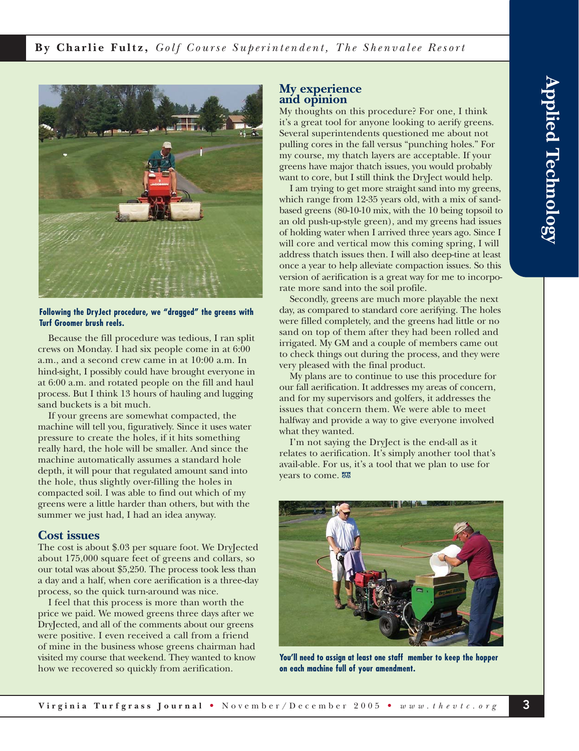Following the DryJect procedure, we "dragged" the greens with Turf Groomer brush reels.

Because the fill procedure was tedious, I ran split crews on Monday. I had six people come in at 6:00 a.m., and a second crew came in at 10:00 a.m. In hind-sight, I possibly could have brought everyone in at 6:00 a.m. and rotated people on the fill and haul process. But I think 13 hours of hauling and lugging sand buckets is a bit much.

If your greens are somewhat compacted, the machine will tell you, figuratively. Since it uses water pressure to create the holes, if it hits something really hard, the hole will be smaller. And since the machine automatically assumes a standard hole depth, it will pour that regulated amount sand into the hole, thus slightly over-filling the holes in compacted soil. I was able to find out which of my greens were a little harder than others, but with the summer we just had, I had an idea anyway.

## Cost issues

The cost is about $.03 per square foot. We DryJected about 175,000 square feet of greens and collars, so our total was about $5,250. The process took less than a day and a half, when core aerification is a three-day process, so the quick turn-around was nice.

I feel that this process is more than worth the price we paid. We mowed greens three days after we DryJected, and all of the comments about our greens were positive. I even received a call from a friend of mine in the business whose greens chairman had visited my course that weekend. They wanted to know how we recovered so quickly from aerification.

## My experience and opinion

My thoughts on this procedure? For one, I think it's a great tool for anyone looking to aerify greens. Several superintendents questioned me about not pulling cores in the fall versus "punching holes." For my course, my thatch layers are acceptable. If your greens have major thatch issues, you would probably want to core, but I still think the DryJect would help.

I am trying to get more straight sand into my greens, which range from 12-35 years old, with a mix of sand-based greens (80-10-10 mix, with the 10 being topsoil to an old push-up-style green), and my greens had issues of holding water when I arrived three years ago. Since I will core and vertical mow this coming spring, I will address thatch issues then. I will also deep-tine at least once a year to help alleviate compaction issues. So this version of aerification is a great way for me to incorporate more sand into the soil profile.

Secondly, greens are much more playable the next day, as compared to standard core aerifying. The holes were filled completely, and the greens had little or no sand on top of them after they had been rolled and irrigated. My GM and a couple of members came out to check things out during the process, and they were very pleased with the final product.

My plans are to continue to use this procedure for our fall aerification. It addresses my areas of concern, and for my supervisors and golfers, it addresses the issues that concern them. We were able to meet halfway and provide a way to give everyone involved what they wanted.

I'm not saying the DryJect is the end-all as it relates to aerification. It's simply another tool that's avail-able. For us, it's a tool that we plan to use for years to come.

You'll need to assign at least one staff member to keep the hopper on each machine full of your amendment.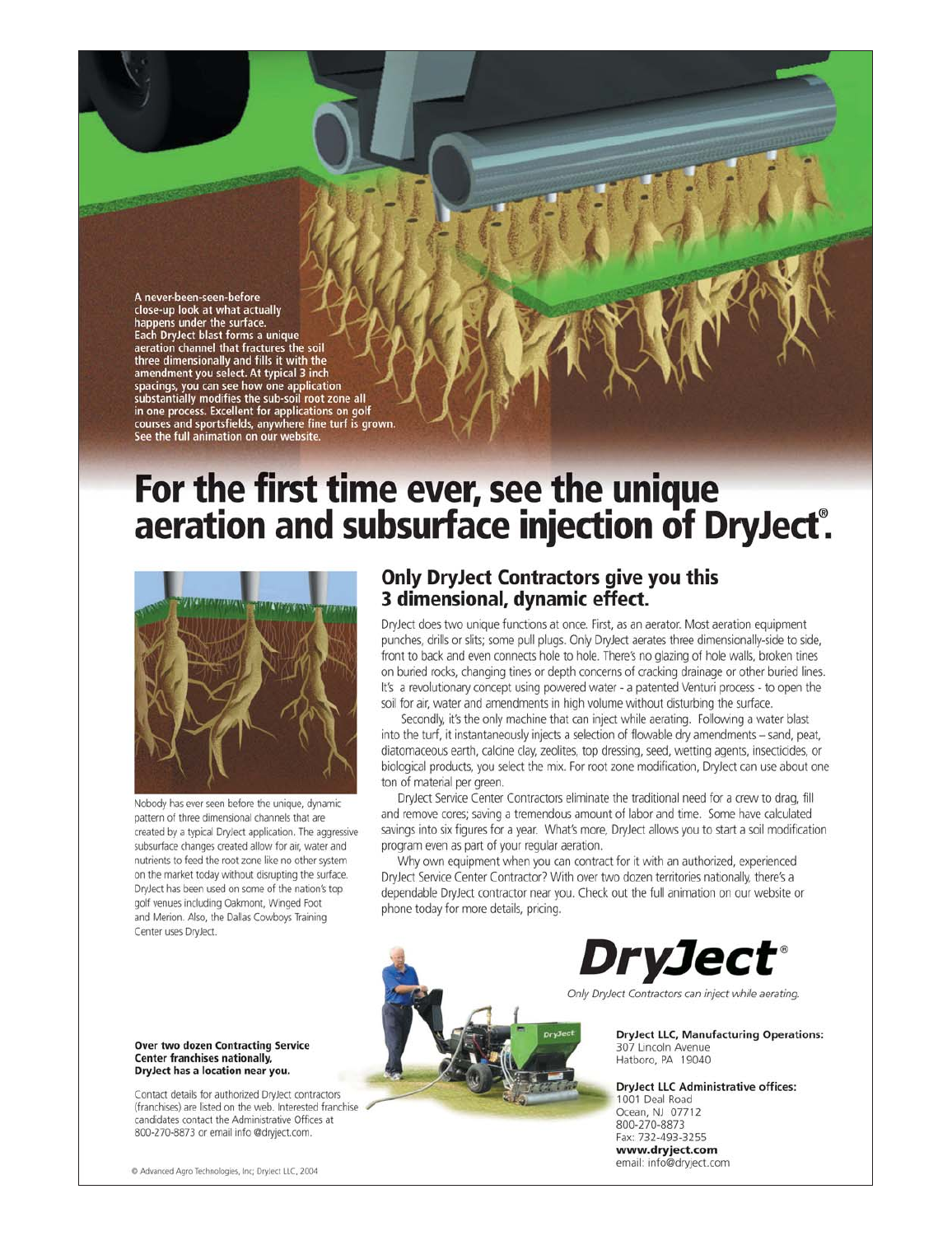A never-been-seen-before close-up look at what actually happens under the surface. Each DryJect blast forms a unique aeration channel that fractures the soil three dimensionally and fills it with the amendment you select. At typical 3 inch spacings, you can see how one application substantially modifies the sub-soil root zone all in one process. Excellent for applications on golf courses and sportsfields, anywhere fine turf is grown. See the full animation on our website.

# For the first time ever, see the unique aeration and subsurface injection of DryJect®.

Nobody has ever seen before the unique, dynamic pattern of three dimensional channels that are created by a typical DryJect application. The aggressive subsurface changes created allow for air, water and nutrients to feed the root zone like no other system on the market today without disrupting the surface. DryJect has been used on some of the nation's top golf venues including Oakmont, Winged Foot and Merion. Also, the Dallas Cowboys Training Center uses DryJect.

## Only DryJect Contractors give you this 3 dimensional, dynamic effect.

DryJect does two unique functions at once. First, as an aerator. Most aeration equipment punches, drills or slits; some pull plugs. Only DryJect aerates three dimensionally-side to side, front to back and even connects hole to hole. There's no glazing of hole walls, broken tines on buried rocks, changing tines or depth concerns of cracking drainage or other buried lines. It's a revolutionary concept using powered water - a patented Venturi process - to open the soil for air, water and amendments in high volume without disturbing the surface.

Secondly, it's the only machine that can inject while aerating. Following a water blast into the turf, it instantaneously injects a selection of flowable dry amendments – sand, peat, diatomaceous earth, calcine clay, zeolites, top dressing, seed, wetting agents, insecticides, or biological products, you select the mix. For root zone modification, DryJect can use about one ton of material per green.

DryJect Service Center Contractors eliminate the traditional need for a crew to drag, fill and remove cores; saving a tremendous amount of labor and time. Some have calculated savings into six figures for a year. What's more, DryJect allows you to start a soil modification program even as part of your regular aeration.

Why own equipment when you can contract for it with an authorized, experienced DryJect Service Center Contractor? With over two dozen territories nationally, there's a dependable DryJect contractor near you. Check out the full animation on our website or phone today for more details, pricing.

**Over two dozen Contracting Service Center franchises nationally. DryJect has a location near you.**

Contact details for authorized DryJect contractors (franchises) are listed on the web. Interested franchise candidates contact the Administrative Offices at 800-270-8873 or email info @dryject.com.

**DryJect®**

*Only DryJect Contractors can inject while aerating.*

**DryJect LLC, Manufacturing Operations:**
307 Lincoln Avenue
Hatboro, PA 19040

**DryJect LLC Administrative offices:**
1001 Deal Road
Ocean, NJ 07712
800-270-8873
Fax: 732-493-3255
**www.dryject.com**
email: info@dryject.com

© Advanced Agro Technologies, Inc; DryJect LLC, 2004